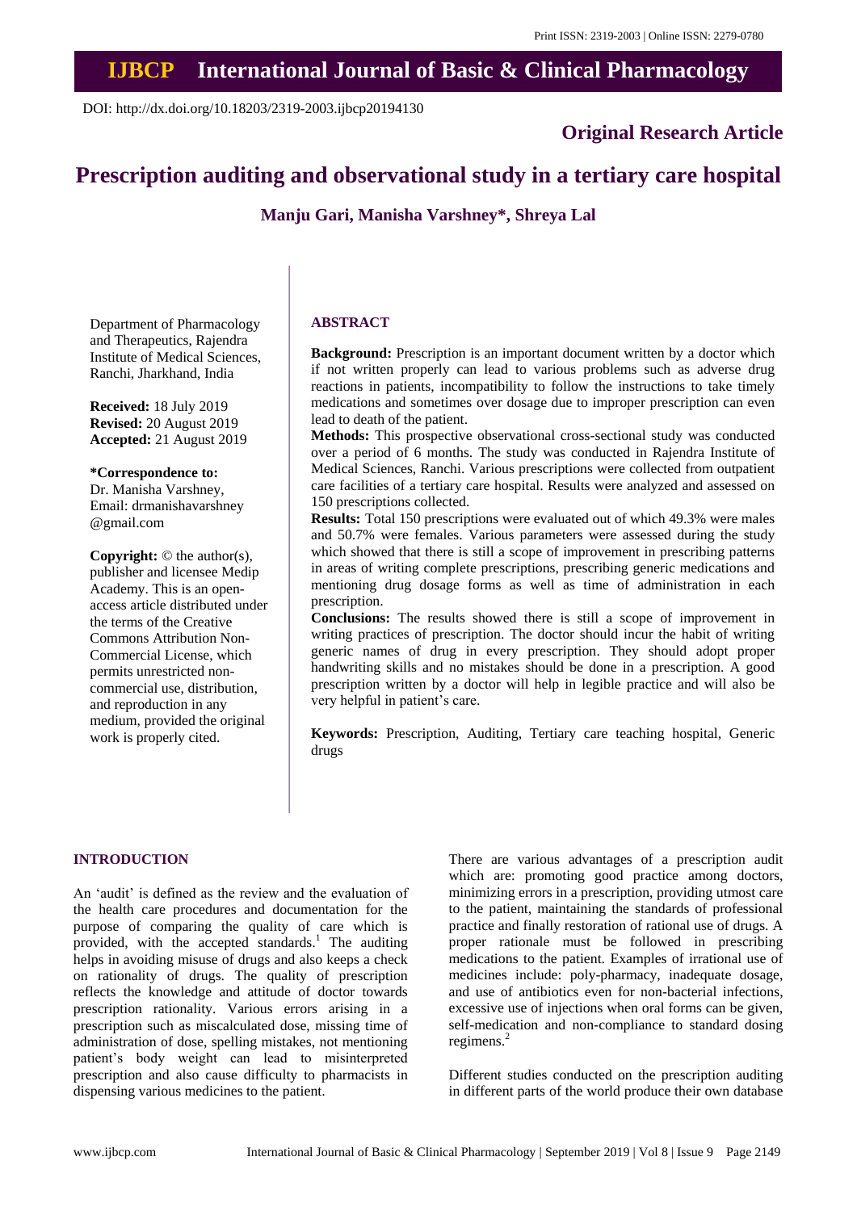Print ISSN: 2319-2003 | Online ISSN: 2279-0780

# IJBCP International Journal of Basic & Clinical Pharmacology

DOI: http://dx.doi.org/10.18203/2319-2003.ijbcp20194130

**Original Research Article**

# Prescription auditing and observational study in a tertiary care hospital

**Manju Gari, Manisha Varshney\*, Shreya Lal**

Department of Pharmacology and Therapeutics, Rajendra Institute of Medical Sciences, Ranchi, Jharkhand, India

**Received:** 18 July 2019
**Revised:** 20 August 2019
**Accepted:** 21 August 2019

**\*Correspondence to:**
Dr. Manisha Varshney,
Email: drmanishavarshney@gmail.com

**Copyright:** © the author(s), publisher and licensee Medip Academy. This is an open-access article distributed under the terms of the Creative Commons Attribution Non-Commercial License, which permits unrestricted non-commercial use, distribution, and reproduction in any medium, provided the original work is properly cited.

## ABSTRACT

**Background:** Prescription is an important document written by a doctor which if not written properly can lead to various problems such as adverse drug reactions in patients, incompatibility to follow the instructions to take timely medications and sometimes over dosage due to improper prescription can even lead to death of the patient.

**Methods:** This prospective observational cross-sectional study was conducted over a period of 6 months. The study was conducted in Rajendra Institute of Medical Sciences, Ranchi. Various prescriptions were collected from outpatient care facilities of a tertiary care hospital. Results were analyzed and assessed on 150 prescriptions collected.

**Results:** Total 150 prescriptions were evaluated out of which 49.3% were males and 50.7% were females. Various parameters were assessed during the study which showed that there is still a scope of improvement in prescribing patterns in areas of writing complete prescriptions, prescribing generic medications and mentioning drug dosage forms as well as time of administration in each prescription.

**Conclusions:** The results showed there is still a scope of improvement in writing practices of prescription. The doctor should incur the habit of writing generic names of drug in every prescription. They should adopt proper handwriting skills and no mistakes should be done in a prescription. A good prescription written by a doctor will help in legible practice and will also be very helpful in patient's care.

**Keywords:** Prescription, Auditing, Tertiary care teaching hospital, Generic drugs

## INTRODUCTION

An 'audit' is defined as the review and the evaluation of the health care procedures and documentation for the purpose of comparing the quality of care which is provided, with the accepted standards.[1] The auditing helps in avoiding misuse of drugs and also keeps a check on rationality of drugs. The quality of prescription reflects the knowledge and attitude of doctor towards prescription rationality. Various errors arising in a prescription such as miscalculated dose, missing time of administration of dose, spelling mistakes, not mentioning patient's body weight can lead to misinterpreted prescription and also cause difficulty to pharmacists in dispensing various medicines to the patient.

There are various advantages of a prescription audit which are: promoting good practice among doctors, minimizing errors in a prescription, providing utmost care to the patient, maintaining the standards of professional practice and finally restoration of rational use of drugs. A proper rationale must be followed in prescribing medications to the patient. Examples of irrational use of medicines include: poly-pharmacy, inadequate dosage, and use of antibiotics even for non-bacterial infections, excessive use of injections when oral forms can be given, self-medication and non-compliance to standard dosing regimens.[2]

Different studies conducted on the prescription auditing in different parts of the world produce their own database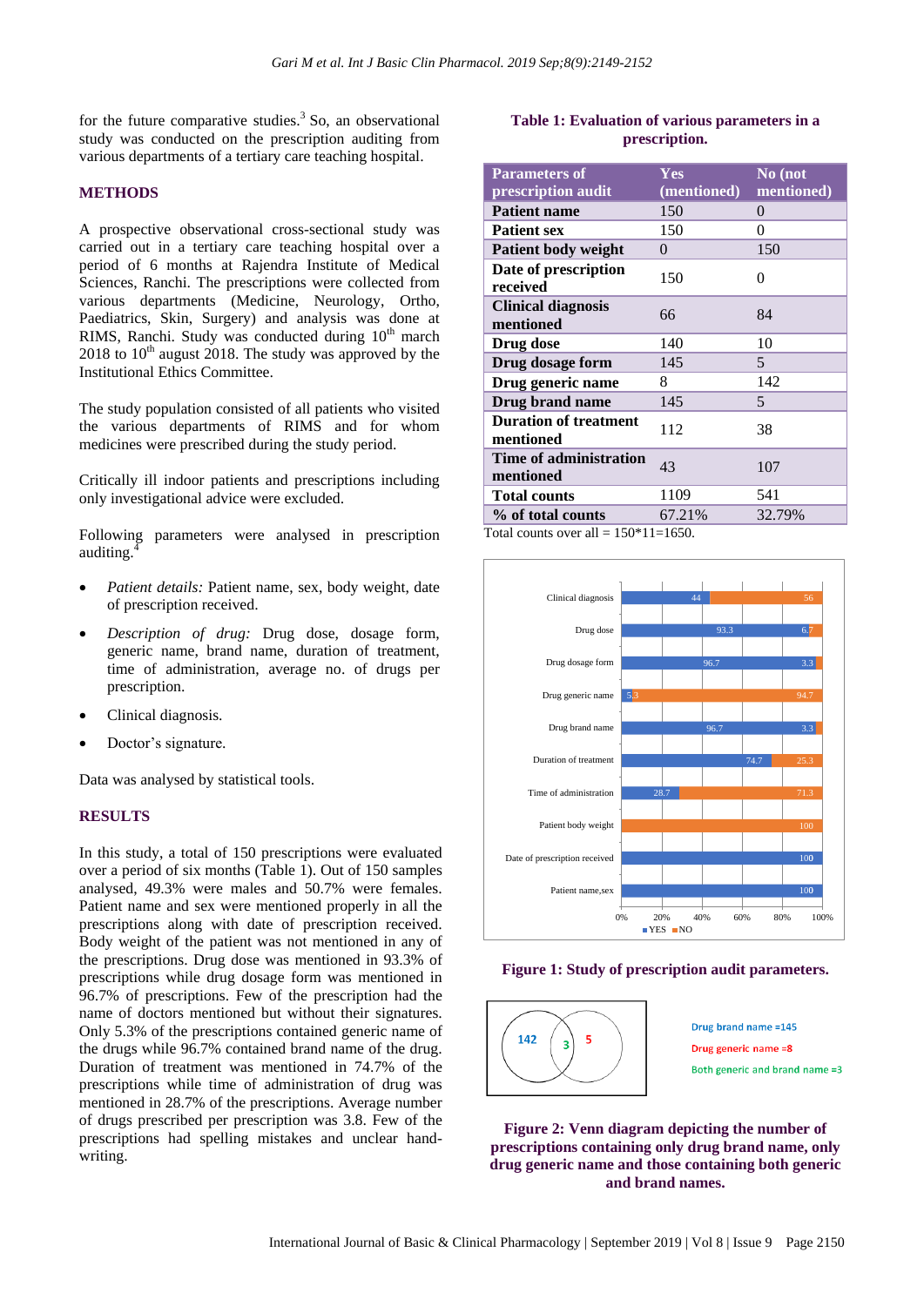for the future comparative studies.[3] So, an observational study was conducted on the prescription auditing from various departments of a tertiary care teaching hospital.

## METHODS

A prospective observational cross-sectional study was carried out in a tertiary care teaching hospital over a period of 6 months at Rajendra Institute of Medical Sciences, Ranchi. The prescriptions were collected from various departments (Medicine, Neurology, Ortho, Paediatrics, Skin, Surgery) and analysis was done at RIMS, Ranchi. Study was conducted during 10th march 2018 to 10th august 2018. The study was approved by the Institutional Ethics Committee.

The study population consisted of all patients who visited the various departments of RIMS and for whom medicines were prescribed during the study period.

Critically ill indoor patients and prescriptions including only investigational advice were excluded.

Following parameters were analysed in prescription auditing.[4]

- *Patient details:* Patient name, sex, body weight, date of prescription received.
- *Description of drug:* Drug dose, dosage form, generic name, brand name, duration of treatment, time of administration, average no. of drugs per prescription.
- Clinical diagnosis.
- Doctor's signature.

Data was analysed by statistical tools.

## RESULTS

In this study, a total of 150 prescriptions were evaluated over a period of six months (Table 1). Out of 150 samples analysed, 49.3% were males and 50.7% were females. Patient name and sex were mentioned properly in all the prescriptions along with date of prescription received. Body weight of the patient was not mentioned in any of the prescriptions. Drug dose was mentioned in 93.3% of prescriptions while drug dosage form was mentioned in 96.7% of prescriptions. Few of the prescription had the name of doctors mentioned but without their signatures. Only 5.3% of the prescriptions contained generic name of the drugs while 96.7% contained brand name of the drug. Duration of treatment was mentioned in 74.7% of the prescriptions while time of administration of drug was mentioned in 28.7% of the prescriptions. Average number of drugs prescribed per prescription was 3.8. Few of the prescriptions had spelling mistakes and unclear hand-writing.

**Table 1: Evaluation of various parameters in a prescription.**

| Parameters of prescription audit | Yes (mentioned) | No (not mentioned) |
|---|---|---|
| **Patient name** | 150 | 0 |
| **Patient sex** | 150 | 0 |
| **Patient body weight** | 0 | 150 |
| **Date of prescription received** | 150 | 0 |
| **Clinical diagnosis mentioned** | 66 | 84 |
| **Drug dose** | 140 | 10 |
| **Drug dosage form** | 145 | 5 |
| **Drug generic name** | 8 | 142 |
| **Drug brand name** | 145 | 5 |
| **Duration of treatment mentioned** | 112 | 38 |
| **Time of administration mentioned** | 43 | 107 |
| **Total counts** | 1109 | 541 |
| **% of total counts** | 67.21% | 32.79% |

Total counts over all = 150*11=1650.

**Figure 1: Study of prescription audit parameters.**

**Figure 2: Venn diagram depicting the number of prescriptions containing only drug brand name, only drug generic name and those containing both generic and brand names.**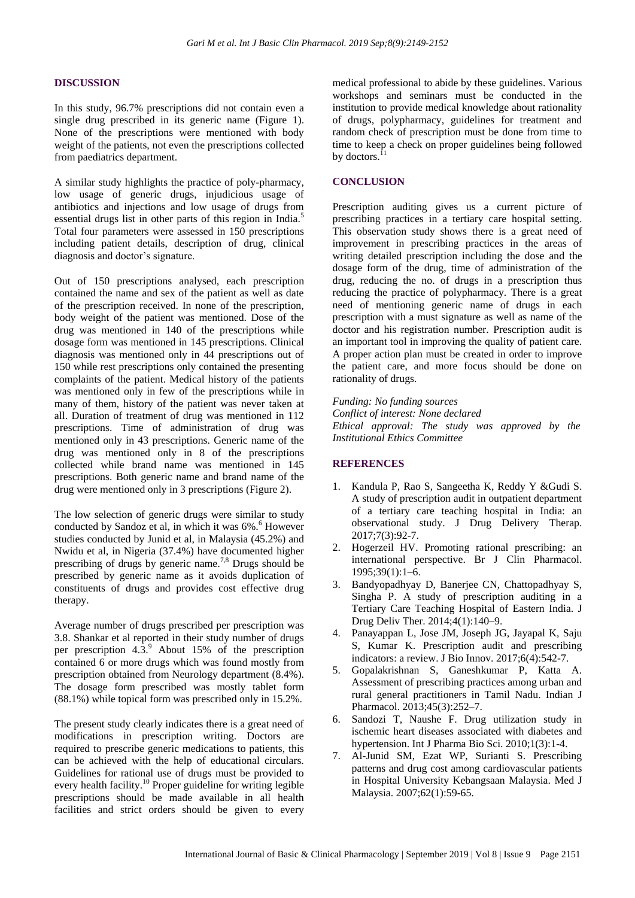## DISCUSSION

In this study, 96.7% prescriptions did not contain even a single drug prescribed in its generic name (Figure 1). None of the prescriptions were mentioned with body weight of the patients, not even the prescriptions collected from paediatrics department.

A similar study highlights the practice of poly-pharmacy, low usage of generic drugs, injudicious usage of antibiotics and injections and low usage of drugs from essential drugs list in other parts of this region in India.[5] Total four parameters were assessed in 150 prescriptions including patient details, description of drug, clinical diagnosis and doctor's signature.

Out of 150 prescriptions analysed, each prescription contained the name and sex of the patient as well as date of the prescription received. In none of the prescription, body weight of the patient was mentioned. Dose of the drug was mentioned in 140 of the prescriptions while dosage form was mentioned in 145 prescriptions. Clinical diagnosis was mentioned only in 44 prescriptions out of 150 while rest prescriptions only contained the presenting complaints of the patient. Medical history of the patients was mentioned only in few of the prescriptions while in many of them, history of the patient was never taken at all. Duration of treatment of drug was mentioned in 112 prescriptions. Time of administration of drug was mentioned only in 43 prescriptions. Generic name of the drug was mentioned only in 8 of the prescriptions collected while brand name was mentioned in 145 prescriptions. Both generic name and brand name of the drug were mentioned only in 3 prescriptions (Figure 2).

The low selection of generic drugs were similar to study conducted by Sandoz et al, in which it was 6%.[6] However studies conducted by Junid et al, in Malaysia (45.2%) and Nwidu et al, in Nigeria (37.4%) have documented higher prescribing of drugs by generic name.[7,8] Drugs should be prescribed by generic name as it avoids duplication of constituents of drugs and provides cost effective drug therapy.

Average number of drugs prescribed per prescription was 3.8. Shankar et al reported in their study number of drugs per prescription 4.3.[9] About 15% of the prescription contained 6 or more drugs which was found mostly from prescription obtained from Neurology department (8.4%). The dosage form prescribed was mostly tablet form (88.1%) while topical form was prescribed only in 15.2%.

The present study clearly indicates there is a great need of modifications in prescription writing. Doctors are required to prescribe generic medications to patients, this can be achieved with the help of educational circulars. Guidelines for rational use of drugs must be provided to every health facility.[10] Proper guideline for writing legible prescriptions should be made available in all health facilities and strict orders should be given to every medical professional to abide by these guidelines. Various workshops and seminars must be conducted in the institution to provide medical knowledge about rationality of drugs, polypharmacy, guidelines for treatment and random check of prescription must be done from time to time to keep a check on proper guidelines being followed by doctors.[11]

## CONCLUSION

Prescription auditing gives us a current picture of prescribing practices in a tertiary care hospital setting. This observation study shows there is a great need of improvement in prescribing practices in the areas of writing detailed prescription including the dose and the dosage form of the drug, time of administration of the drug, reducing the no. of drugs in a prescription thus reducing the practice of polypharmacy. There is a great need of mentioning generic name of drugs in each prescription with a must signature as well as name of the doctor and his registration number. Prescription audit is an important tool in improving the quality of patient care. A proper action plan must be created in order to improve the patient care, and more focus should be done on rationality of drugs.

*Funding: No funding sources*
*Conflict of interest: None declared*
*Ethical approval: The study was approved by the Institutional Ethics Committee*

## REFERENCES

1. Kandula P, Rao S, Sangeetha K, Reddy Y &Gudi S. A study of prescription audit in outpatient department of a tertiary care teaching hospital in India: an observational study. J Drug Delivery Therap. 2017;7(3):92-7.
2. Hogerzeil HV. Promoting rational prescribing: an international perspective. Br J Clin Pharmacol. 1995;39(1):1–6.
3. Bandyopadhyay D, Banerjee CN, Chattopadhyay S, Singha P. A study of prescription auditing in a Tertiary Care Teaching Hospital of Eastern India. J Drug Deliv Ther. 2014;4(1):140–9.
4. Panayappan L, Jose JM, Joseph JG, Jayapal K, Saju S, Kumar K. Prescription audit and prescribing indicators: a review. J Bio Innov. 2017;6(4):542-7.
5. Gopalakrishnan S, Ganeshkumar P, Katta A. Assessment of prescribing practices among urban and rural general practitioners in Tamil Nadu. Indian J Pharmacol. 2013;45(3):252–7.
6. Sandozi T, Naushe F. Drug utilization study in ischemic heart diseases associated with diabetes and hypertension. Int J Pharma Bio Sci. 2010;1(3):1-4.
7. Al-Junid SM, Ezat WP, Surianti S. Prescribing patterns and drug cost among cardiovascular patients in Hospital University Kebangsaan Malaysia. Med J Malaysia. 2007;62(1):59-65.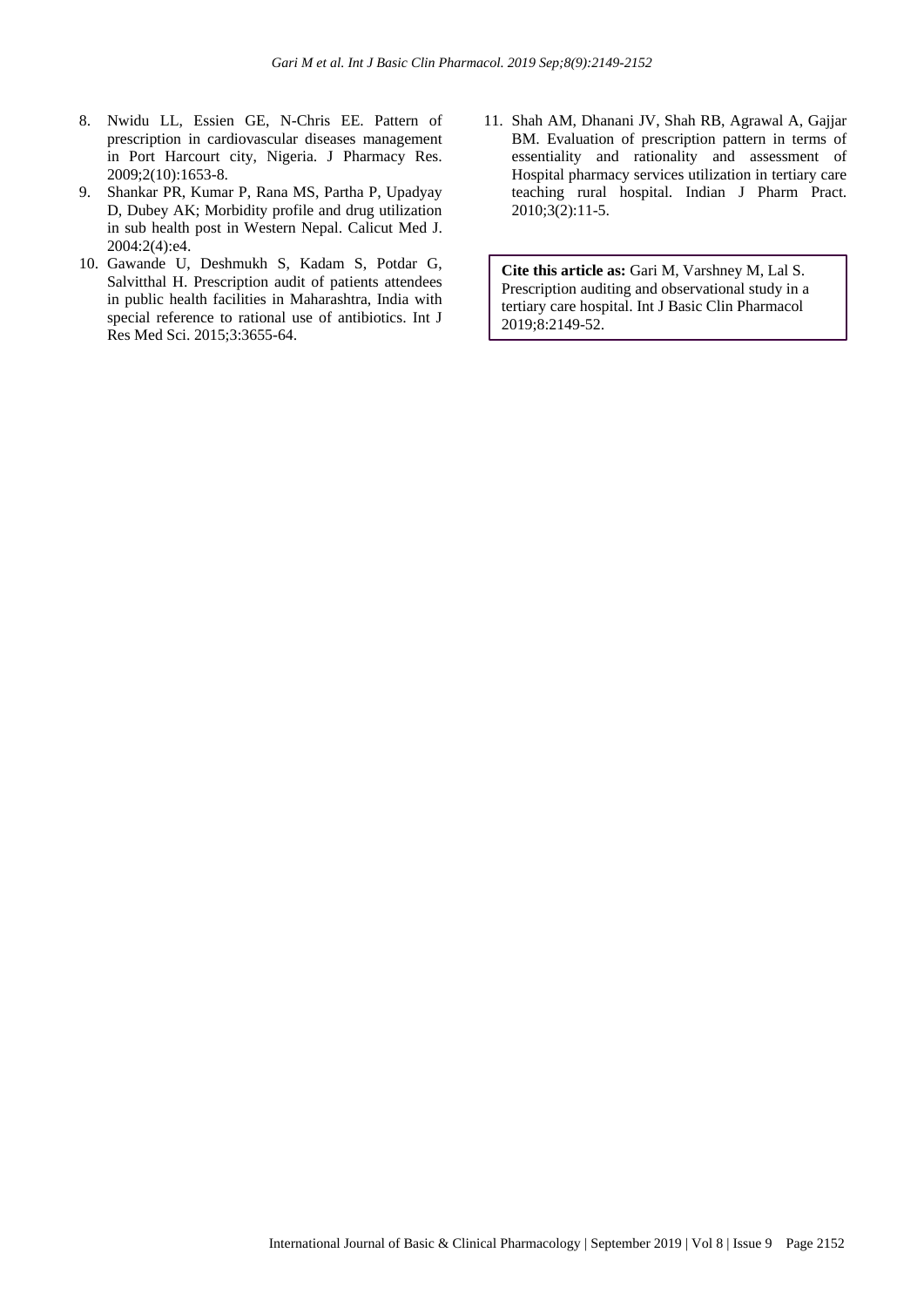8. Nwidu LL, Essien GE, N-Chris EE. Pattern of prescription in cardiovascular diseases management in Port Harcourt city, Nigeria. J Pharmacy Res. 2009;2(10):1653-8.
9. Shankar PR, Kumar P, Rana MS, Partha P, Upadyay D, Dubey AK; Morbidity profile and drug utilization in sub health post in Western Nepal. Calicut Med J. 2004:2(4):e4.
10. Gawande U, Deshmukh S, Kadam S, Potdar G, Salvitthal H. Prescription audit of patients attendees in public health facilities in Maharashtra, India with special reference to rational use of antibiotics. Int J Res Med Sci. 2015;3:3655-64.
11. Shah AM, Dhanani JV, Shah RB, Agrawal A, Gajjar BM. Evaluation of prescription pattern in terms of essentiality and rationality and assessment of Hospital pharmacy services utilization in tertiary care teaching rural hospital. Indian J Pharm Pract. 2010;3(2):11-5.

**Cite this article as:** Gari M, Varshney M, Lal S. Prescription auditing and observational study in a tertiary care hospital. Int J Basic Clin Pharmacol 2019;8:2149-52.